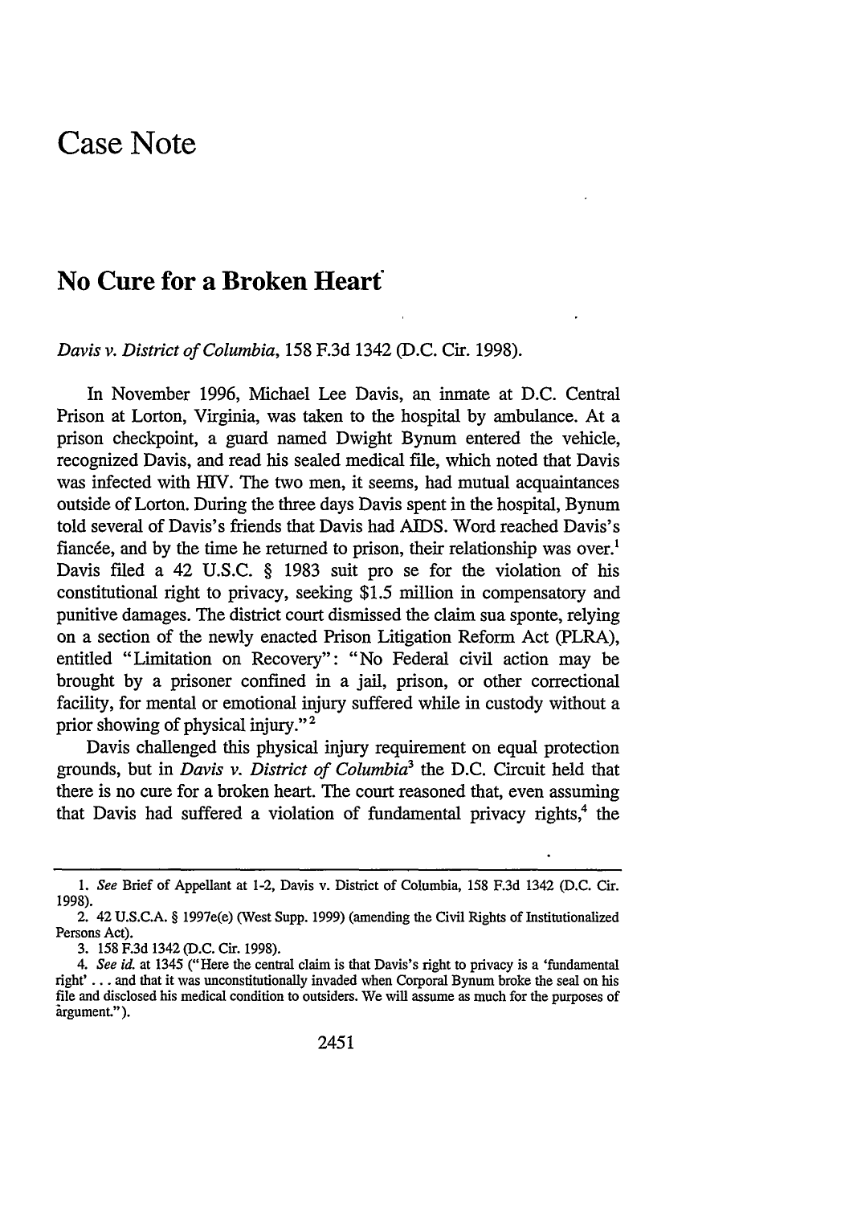# Case Note

## No Cure for a Broken Heart

*Davis v. District of Columbia*, 158 F.3d 1342 (D.C. Cir. 1998).

In November 1996, Michael Lee Davis, an inmate at D.C. Central Prison at Lorton, Virginia, was taken to the hospital by ambulance. At a prison checkpoint, a guard named Dwight Bynum entered the vehicle, recognized Davis, and read his sealed medical file, which noted that Davis was infected with HIV. The two men, it seems, had mutual acquaintances outside of Lorton. During the three days Davis spent in the hospital, Bynum told several of Davis's friends that Davis had AIDS. Word reached Davis's fiancée, and by the time he returned to prison, their relationship was over.[1] Davis filed a 42 U.S.C. § 1983 suit pro se for the violation of his constitutional right to privacy, seeking $1.5 million in compensatory and punitive damages. The district court dismissed the claim sua sponte, relying on a section of the newly enacted Prison Litigation Reform Act (PLRA), entitled "Limitation on Recovery": "No Federal civil action may be brought by a prisoner confined in a jail, prison, or other correctional facility, for mental or emotional injury suffered while in custody without a prior showing of physical injury."[2]

Davis challenged this physical injury requirement on equal protection grounds, but in *Davis v. District of Columbia*[3] the D.C. Circuit held that there is no cure for a broken heart. The court reasoned that, even assuming that Davis had suffered a violation of fundamental privacy rights,[4] the

---

1. *See* Brief of Appellant at 1-2, Davis v. District of Columbia, 158 F.3d 1342 (D.C. Cir. 1998).

2. 42 U.S.C.A. § 1997e(e) (West Supp. 1999) (amending the Civil Rights of Institutionalized Persons Act).

3. 158 F.3d 1342 (D.C. Cir. 1998).

4. *See id.* at 1345 ("Here the central claim is that Davis's right to privacy is a 'fundamental right' . . . and that it was unconstitutionally invaded when Corporal Bynum broke the seal on his file and disclosed his medical condition to outsiders. We will assume as much for the purposes of argument.").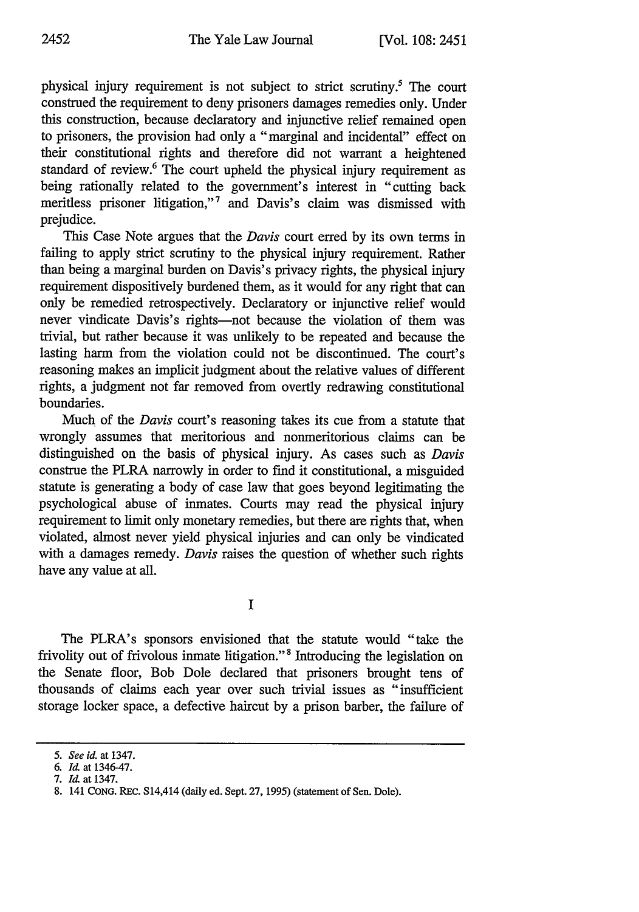physical injury requirement is not subject to strict scrutiny.[5] The court construed the requirement to deny prisoners damages remedies only. Under this construction, because declaratory and injunctive relief remained open to prisoners, the provision had only a "marginal and incidental" effect on their constitutional rights and therefore did not warrant a heightened standard of review.[6] The court upheld the physical injury requirement as being rationally related to the government's interest in "cutting back meritless prisoner litigation,"[7] and Davis's claim was dismissed with prejudice.

This Case Note argues that the *Davis* court erred by its own terms in failing to apply strict scrutiny to the physical injury requirement. Rather than being a marginal burden on Davis's privacy rights, the physical injury requirement dispositively burdened them, as it would for any right that can only be remedied retrospectively. Declaratory or injunctive relief would never vindicate Davis's rights—not because the violation of them was trivial, but rather because it was unlikely to be repeated and because the lasting harm from the violation could not be discontinued. The court's reasoning makes an implicit judgment about the relative values of different rights, a judgment not far removed from overtly redrawing constitutional boundaries.

Much of the *Davis* court's reasoning takes its cue from a statute that wrongly assumes that meritorious and nonmeritorious claims can be distinguished on the basis of physical injury. As cases such as *Davis* construe the PLRA narrowly in order to find it constitutional, a misguided statute is generating a body of case law that goes beyond legitimating the psychological abuse of inmates. Courts may read the physical injury requirement to limit only monetary remedies, but there are rights that, when violated, almost never yield physical injuries and can only be vindicated with a damages remedy. *Davis* raises the question of whether such rights have any value at all.

## I

The PLRA's sponsors envisioned that the statute would "take the frivolity out of frivolous inmate litigation."[8] Introducing the legislation on the Senate floor, Bob Dole declared that prisoners brought tens of thousands of claims each year over such trivial issues as "insufficient storage locker space, a defective haircut by a prison barber, the failure of

---

5. *See id.* at 1347.
6. *Id.* at 1346-47.
7. *Id.* at 1347.
8. 141 CONG. REC. S14,414 (daily ed. Sept. 27, 1995) (statement of Sen. Dole).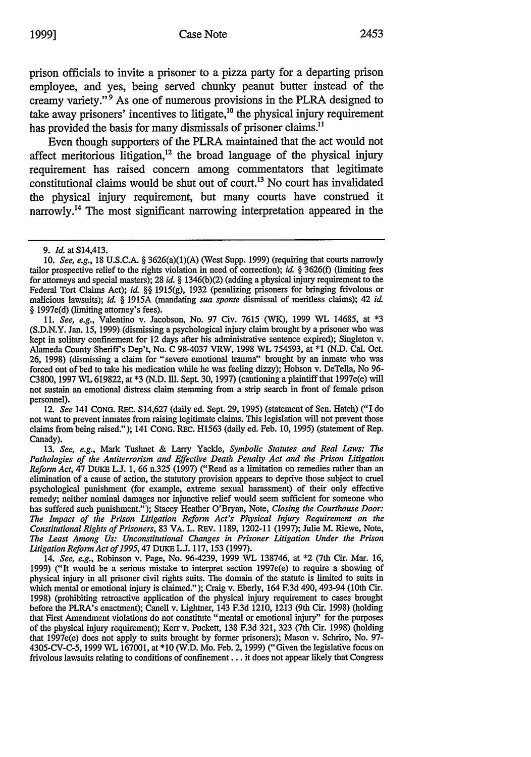prison officials to invite a prisoner to a pizza party for a departing prison employee, and yes, being served chunky peanut butter instead of the creamy variety."[9] As one of numerous provisions in the PLRA designed to take away prisoners' incentives to litigate,[10] the physical injury requirement has provided the basis for many dismissals of prisoner claims.[11]

Even though supporters of the PLRA maintained that the act would not affect meritorious litigation,[12] the broad language of the physical injury requirement has raised concern among commentators that legitimate constitutional claims would be shut out of court.[13] No court has invalidated the physical injury requirement, but many courts have construed it narrowly.[14] The most significant narrowing interpretation appeared in the

---

9. *Id.* at S14,413.

10. *See, e.g.*, 18 U.S.C.A. § 3626(a)(1)(A) (West Supp. 1999) (requiring that courts narrowly tailor prospective relief to the rights violation in need of correction); *id.* § 3626(f) (limiting fees for attorneys and special masters); 28 *id.* § 1346(b)(2) (adding a physical injury requirement to the Federal Tort Claims Act); *id.* §§ 1915(g), 1932 (penalizing prisoners for bringing frivolous or malicious lawsuits); *id.* § 1915A (mandating *sua sponte* dismissal of meritless claims); 42 *id.* § 1997e(d) (limiting attorney's fees).

11. *See, e.g.*, Valentino v. Jacobson, No. 97 Civ. 7615 (WK), 1999 WL 14685, at *3 (S.D.N.Y. Jan. 15, 1999) (dismissing a psychological injury claim brought by a prisoner who was kept in solitary confinement for 12 days after his administrative sentence expired); Singleton v. Alameda County Sheriff's Dep't, No. C 98-4037 VRW, 1998 WL 754593, at *1 (N.D. Cal. Oct. 26, 1998) (dismissing a claim for "severe emotional trauma" brought by an inmate who was forced out of bed to take his medication while he was feeling dizzy); Hobson v. DeTella, No 96-C3800, 1997 WL 619822, at *3 (N.D. Ill. Sept. 30, 1997) (cautioning a plaintiff that 1997e(e) will not sustain an emotional distress claim stemming from a strip search in front of female prison personnel).

12. *See* 141 CONG. REC. S14,627 (daily ed. Sept. 29, 1995) (statement of Sen. Hatch) ("I do not want to prevent inmates from raising legitimate claims. This legislation will not prevent those claims from being raised."); 141 CONG. REC. H1563 (daily ed. Feb. 10, 1995) (statement of Rep. Canady).

13. *See, e.g.*, Mark Tushnet & Larry Yackle, *Symbolic Statutes and Real Laws: The Pathologies of the Antiterrorism and Effective Death Penalty Act and the Prison Litigation Reform Act*, 47 DUKE L.J. 1, 66 n.325 (1997) ("Read as a limitation on remedies rather than an elimination of a cause of action, the statutory provision appears to deprive those subject to cruel psychological punishment (for example, extreme sexual harassment) of their only effective remedy; neither nominal damages nor injunctive relief would seem sufficient for someone who has suffered such punishment."); Stacey Heather O'Bryan, Note, *Closing the Courthouse Door: The Impact of the Prison Litigation Reform Act's Physical Injury Requirement on the Constitutional Rights of Prisoners*, 83 VA. L. REV. 1189, 1202-11 (1997); Julie M. Riewe, Note, *The Least Among Us: Unconstitutional Changes in Prisoner Litigation Under the Prison Litigation Reform Act of 1995*, 47 DUKE L.J. 117, 153 (1997).

14. *See, e.g.*, Robinson v. Page, No. 96-4239, 1999 WL 138746, at *2 (7th Cir. Mar. 16, 1999) ("It would be a serious mistake to interpret section 1997e(e) to require a showing of physical injury in all prisoner civil rights suits. The domain of the statute is limited to suits in which mental or emotional injury is claimed."); Craig v. Eberly, 164 F.3d 490, 493-94 (10th Cir. 1998) (prohibiting retroactive application of the physical injury requirement to cases brought before the PLRA's enactment); Canell v. Lightner, 143 F.3d 1210, 1213 (9th Cir. 1998) (holding that First Amendment violations do not constitute "mental or emotional injury" for the purposes of the physical injury requirement); Kerr v. Puckett, 138 F.3d 321, 323 (7th Cir. 1998) (holding that 1997e(e) does not apply to suits brought by former prisoners); Mason v. Schriro, No. 97-4305-CV-C-5, 1999 WL 167001, at *10 (W.D. Mo. Feb. 2, 1999) ("Given the legislative focus on frivolous lawsuits relating to conditions of confinement . . . it does not appear likely that Congress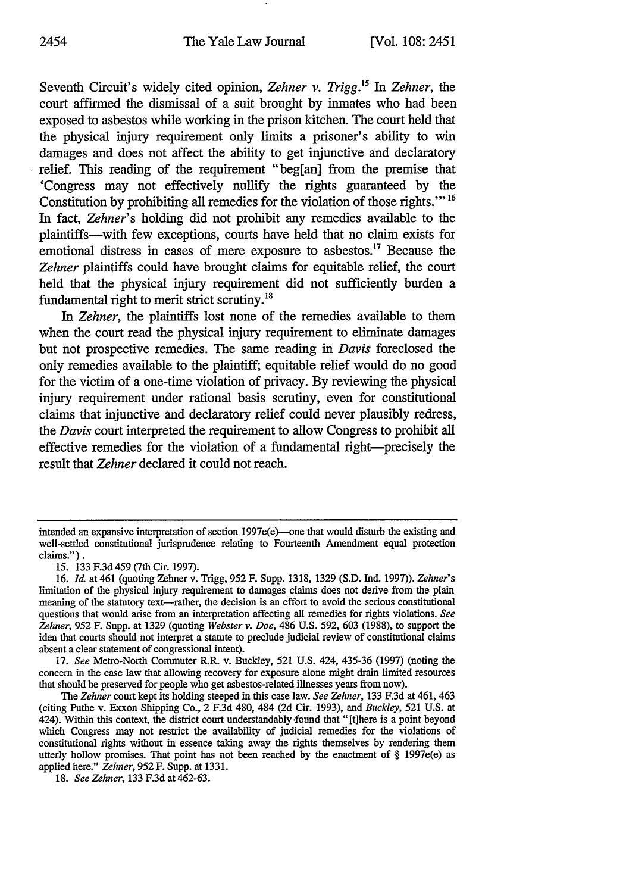Seventh Circuit's widely cited opinion, *Zehner v. Trigg*.[15] In *Zehner*, the court affirmed the dismissal of a suit brought by inmates who had been exposed to asbestos while working in the prison kitchen. The court held that the physical injury requirement only limits a prisoner's ability to win damages and does not affect the ability to get injunctive and declaratory relief. This reading of the requirement "beg[an] from the premise that 'Congress may not effectively nullify the rights guaranteed by the Constitution by prohibiting all remedies for the violation of those rights.'"[16] In fact, *Zehner*'s holding did not prohibit any remedies available to the plaintiffs—with few exceptions, courts have held that no claim exists for emotional distress in cases of mere exposure to asbestos.[17] Because the *Zehner* plaintiffs could have brought claims for equitable relief, the court held that the physical injury requirement did not sufficiently burden a fundamental right to merit strict scrutiny.[18]

In *Zehner*, the plaintiffs lost none of the remedies available to them when the court read the physical injury requirement to eliminate damages but not prospective remedies. The same reading in *Davis* foreclosed the only remedies available to the plaintiff; equitable relief would do no good for the victim of a one-time violation of privacy. By reviewing the physical injury requirement under rational basis scrutiny, even for constitutional claims that injunctive and declaratory relief could never plausibly redress, the *Davis* court interpreted the requirement to allow Congress to prohibit all effective remedies for the violation of a fundamental right—precisely the result that *Zehner* declared it could not reach.

---

intended an expansive interpretation of section 1997e(e)—one that would disturb the existing and well-settled constitutional jurisprudence relating to Fourteenth Amendment equal protection claims.").

15. 133 F.3d 459 (7th Cir. 1997).

16. *Id.* at 461 (quoting Zehner v. Trigg, 952 F. Supp. 1318, 1329 (S.D. Ind. 1997)). *Zehner*'s limitation of the physical injury requirement to damages claims does not derive from the plain meaning of the statutory text—rather, the decision is an effort to avoid the serious constitutional questions that would arise from an interpretation affecting all remedies for rights violations. *See Zehner*, 952 F. Supp. at 1329 (quoting *Webster v. Doe*, 486 U.S. 592, 603 (1988), to support the idea that courts should not interpret a statute to preclude judicial review of constitutional claims absent a clear statement of congressional intent).

17. *See* Metro-North Commuter R.R. v. Buckley, 521 U.S. 424, 435-36 (1997) (noting the concern in the case law that allowing recovery for exposure alone might drain limited resources that should be preserved for people who get asbestos-related illnesses years from now).

The *Zehner* court kept its holding steeped in this case law. *See Zehner*, 133 F.3d at 461, 463 (citing Puthe v. Exxon Shipping Co., 2 F.3d 480, 484 (2d Cir. 1993), and *Buckley*, 521 U.S. at 424). Within this context, the district court understandably found that "[t]here is a point beyond which Congress may not restrict the availability of judicial remedies for the violations of constitutional rights without in essence taking away the rights themselves by rendering them utterly hollow promises. That point has not been reached by the enactment of § 1997e(e) as applied here." *Zehner*, 952 F. Supp. at 1331.

18. *See Zehner*, 133 F.3d at 462-63.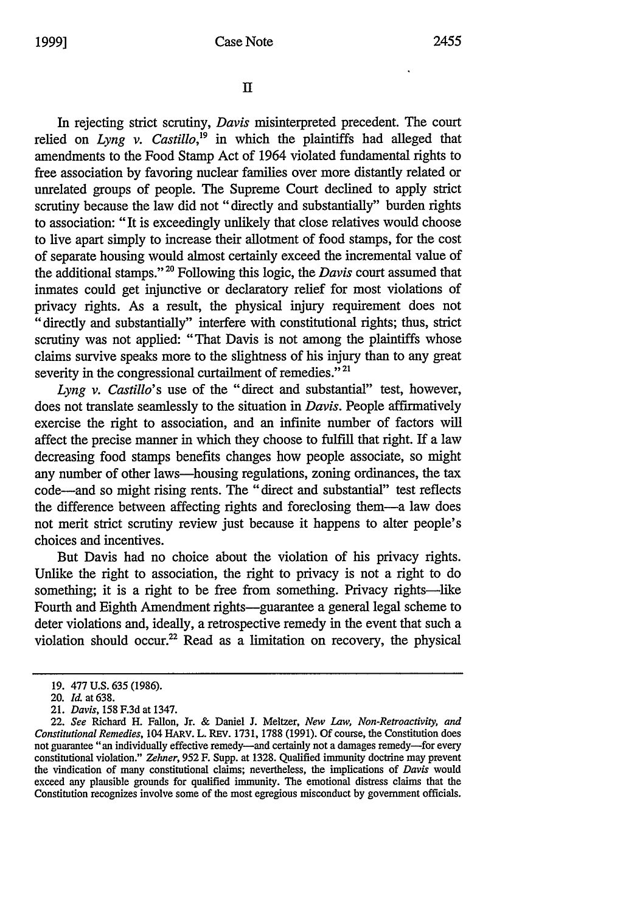## II

In rejecting strict scrutiny, *Davis* misinterpreted precedent. The court relied on *Lyng v. Castillo*,[19] in which the plaintiffs had alleged that amendments to the Food Stamp Act of 1964 violated fundamental rights to free association by favoring nuclear families over more distantly related or unrelated groups of people. The Supreme Court declined to apply strict scrutiny because the law did not "directly and substantially" burden rights to association: "It is exceedingly unlikely that close relatives would choose to live apart simply to increase their allotment of food stamps, for the cost of separate housing would almost certainly exceed the incremental value of the additional stamps."[20] Following this logic, the *Davis* court assumed that inmates could get injunctive or declaratory relief for most violations of privacy rights. As a result, the physical injury requirement does not "directly and substantially" interfere with constitutional rights; thus, strict scrutiny was not applied: "That Davis is not among the plaintiffs whose claims survive speaks more to the slightness of his injury than to any great severity in the congressional curtailment of remedies."[21]

*Lyng v. Castillo*'s use of the "direct and substantial" test, however, does not translate seamlessly to the situation in *Davis*. People affirmatively exercise the right to association, and an infinite number of factors will affect the precise manner in which they choose to fulfill that right. If a law decreasing food stamps benefits changes how people associate, so might any number of other laws—housing regulations, zoning ordinances, the tax code—and so might rising rents. The "direct and substantial" test reflects the difference between affecting rights and foreclosing them—a law does not merit strict scrutiny review just because it happens to alter people's choices and incentives.

But Davis had no choice about the violation of his privacy rights. Unlike the right to association, the right to privacy is not a right to do something; it is a right to be free from something. Privacy rights—like Fourth and Eighth Amendment rights—guarantee a general legal scheme to deter violations and, ideally, a retrospective remedy in the event that such a violation should occur.[22] Read as a limitation on recovery, the physical

---

19. 477 U.S. 635 (1986).

20. *Id.* at 638.

21. *Davis*, 158 F.3d at 1347.

22. *See* Richard H. Fallon, Jr. & Daniel J. Meltzer, *New Law, Non-Retroactivity, and Constitutional Remedies*, 104 HARV. L. REV. 1731, 1788 (1991). Of course, the Constitution does not guarantee "an individually effective remedy—and certainly not a damages remedy—for every constitutional violation." *Zehner*, 952 F. Supp. at 1328. Qualified immunity doctrine may prevent the vindication of many constitutional claims; nevertheless, the implications of *Davis* would exceed any plausible grounds for qualified immunity. The emotional distress claims that the Constitution recognizes involve some of the most egregious misconduct by government officials.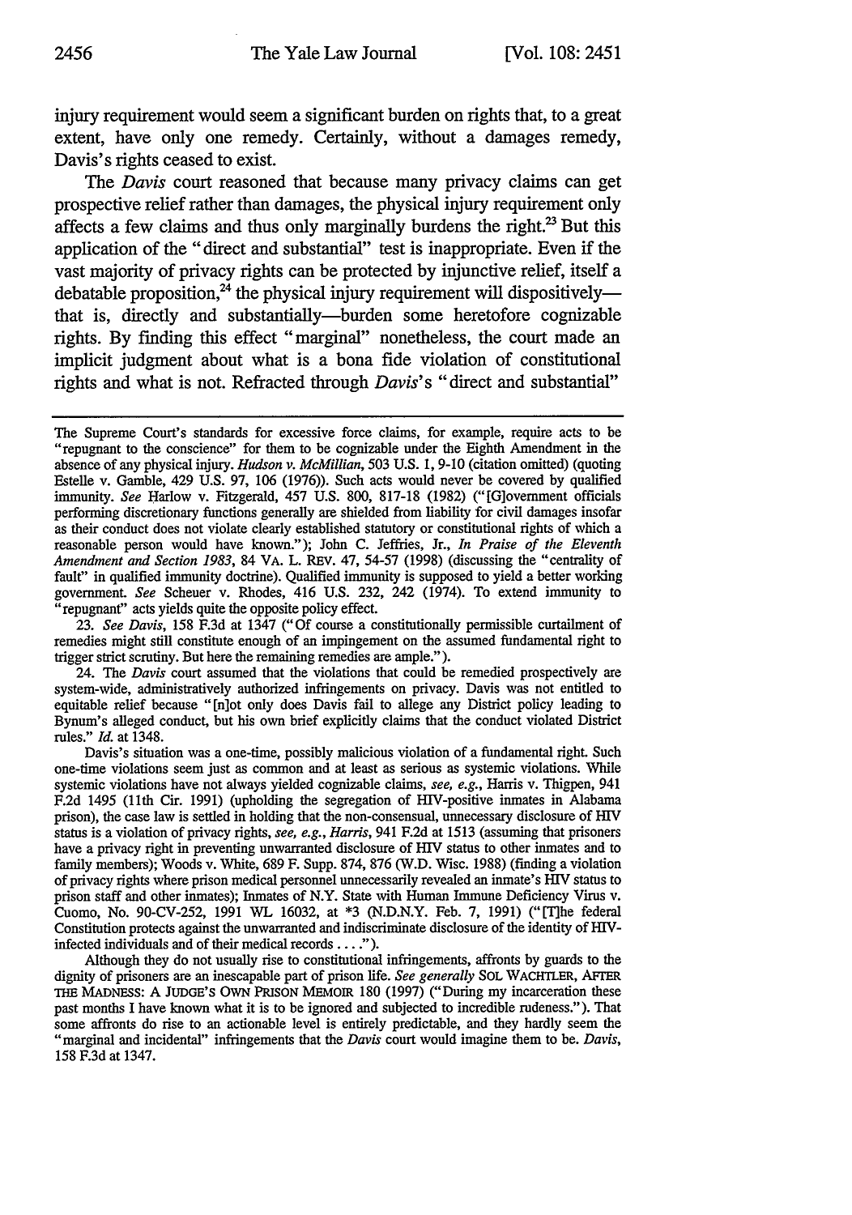injury requirement would seem a significant burden on rights that, to a great extent, have only one remedy. Certainly, without a damages remedy, Davis's rights ceased to exist.

The *Davis* court reasoned that because many privacy claims can get prospective relief rather than damages, the physical injury requirement only affects a few claims and thus only marginally burdens the right.[23] But this application of the "direct and substantial" test is inappropriate. Even if the vast majority of privacy rights can be protected by injunctive relief, itself a debatable proposition,[24] the physical injury requirement will dispositively—that is, directly and substantially—burden some heretofore cognizable rights. By finding this effect "marginal" nonetheless, the court made an implicit judgment about what is a bona fide violation of constitutional rights and what is not. Refracted through *Davis*'s "direct and substantial"

---

The Supreme Court's standards for excessive force claims, for example, require acts to be "repugnant to the conscience" for them to be cognizable under the Eighth Amendment in the absence of any physical injury. *Hudson v. McMillian*, 503 U.S. 1, 9-10 (citation omitted) (quoting Estelle v. Gamble, 429 U.S. 97, 106 (1976)). Such acts would never be covered by qualified immunity. *See* Harlow v. Fitzgerald, 457 U.S. 800, 817-18 (1982) ("[G]overnment officials performing discretionary functions generally are shielded from liability for civil damages insofar as their conduct does not violate clearly established statutory or constitutional rights of which a reasonable person would have known."); John C. Jeffries, Jr., *In Praise of the Eleventh Amendment and Section 1983*, 84 VA. L. REV. 47, 54-57 (1998) (discussing the "centrality of fault" in qualified immunity doctrine). Qualified immunity is supposed to yield a better working government. *See* Scheuer v. Rhodes, 416 U.S. 232, 242 (1974). To extend immunity to "repugnant" acts yields quite the opposite policy effect.

23. *See Davis*, 158 F.3d at 1347 ("Of course a constitutionally permissible curtailment of remedies might still constitute enough of an impingement on the assumed fundamental right to trigger strict scrutiny. But here the remaining remedies are ample.").

24. The *Davis* court assumed that the violations that could be remedied prospectively are system-wide, administratively authorized infringements on privacy. Davis was not entitled to equitable relief because "[n]ot only does Davis fail to allege any District policy leading to Bynum's alleged conduct, but his own brief explicitly claims that the conduct violated District rules." *Id.* at 1348.

Davis's situation was a one-time, possibly malicious violation of a fundamental right. Such one-time violations seem just as common and at least as serious as systemic violations. While systemic violations have not always yielded cognizable claims, *see, e.g.*, Harris v. Thigpen, 941 F.2d 1495 (11th Cir. 1991) (upholding the segregation of HIV-positive inmates in Alabama prison), the case law is settled in holding that the non-consensual, unnecessary disclosure of HIV status is a violation of privacy rights, *see, e.g.*, *Harris*, 941 F.2d at 1513 (assuming that prisoners have a privacy right in preventing unwarranted disclosure of HIV status to other inmates and to family members); Woods v. White, 689 F. Supp. 874, 876 (W.D. Wisc. 1988) (finding a violation of privacy rights where prison medical personnel unnecessarily revealed an inmate's HIV status to prison staff and other inmates); Inmates of N.Y. State with Human Immune Deficiency Virus v. Cuomo, No. 90-CV-252, 1991 WL 16032, at *3 (N.D.N.Y. Feb. 7, 1991) ("[T]he federal Constitution protects against the unwarranted and indiscriminate disclosure of the identity of HIV-infected individuals and of their medical records . . . .").

Although they do not usually rise to constitutional infringements, affronts by guards to the dignity of prisoners are an inescapable part of prison life. *See generally* SOL WACHTLER, AFTER THE MADNESS: A JUDGE'S OWN PRISON MEMOIR 180 (1997) ("During my incarceration these past months I have known what it is to be ignored and subjected to incredible rudeness."). That some affronts do rise to an actionable level is entirely predictable, and they hardly seem the "marginal and incidental" infringements that the *Davis* court would imagine them to be. *Davis*, 158 F.3d at 1347.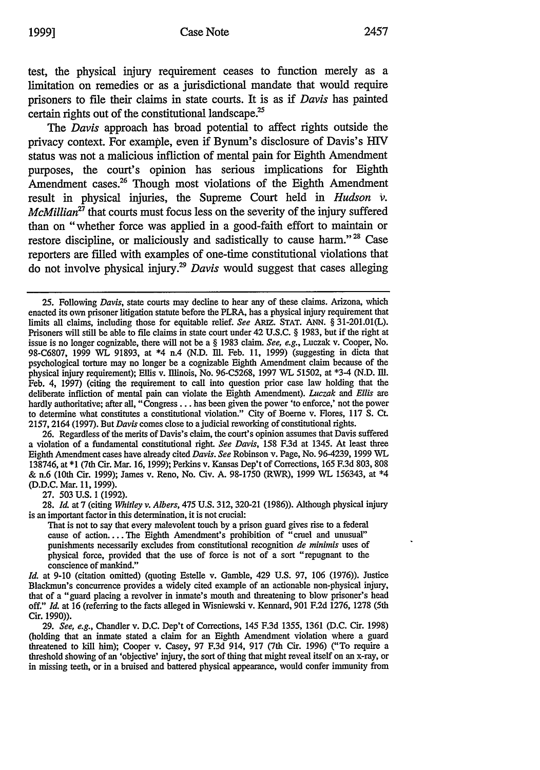test, the physical injury requirement ceases to function merely as a limitation on remedies or as a jurisdictional mandate that would require prisoners to file their claims in state courts. It is as if *Davis* has painted certain rights out of the constitutional landscape.[25]

The *Davis* approach has broad potential to affect rights outside the privacy context. For example, even if Bynum's disclosure of Davis's HIV status was not a malicious infliction of mental pain for Eighth Amendment purposes, the court's opinion has serious implications for Eighth Amendment cases.[26] Though most violations of the Eighth Amendment result in physical injuries, the Supreme Court held in *Hudson v. McMillian*[27] that courts must focus less on the severity of the injury suffered than on "whether force was applied in a good-faith effort to maintain or restore discipline, or maliciously and sadistically to cause harm."[28] Case reporters are filled with examples of one-time constitutional violations that do not involve physical injury.[29] *Davis* would suggest that cases alleging

---

25. Following *Davis*, state courts may decline to hear any of these claims. Arizona, which enacted its own prisoner litigation statute before the PLRA, has a physical injury requirement that limits all claims, including those for equitable relief. *See* ARIZ. STAT. ANN. § 31-201.01(L). Prisoners will still be able to file claims in state court under 42 U.S.C. § 1983, but if the right at issue is no longer cognizable, there will not be a § 1983 claim. *See, e.g.*, Luczak v. Cooper, No. 98-C6807, 1999 WL 91893, at *4 n.4 (N.D. Ill. Feb. 11, 1999) (suggesting in dicta that psychological torture may no longer be a cognizable Eighth Amendment claim because of the physical injury requirement); Ellis v. Illinois, No. 96-C5268, 1997 WL 51502, at *3-4 (N.D. Ill. Feb. 4, 1997) (citing the requirement to call into question prior case law holding that the deliberate infliction of mental pain can violate the Eighth Amendment). *Luczak* and *Ellis* are hardly authoritative; after all, "Congress ... has been given the power 'to enforce,' not the power to determine what constitutes a constitutional violation." City of Boerne v. Flores, 117 S. Ct. 2157, 2164 (1997). But *Davis* comes close to a judicial reworking of constitutional rights.

26. Regardless of the merits of Davis's claim, the court's opinion assumes that Davis suffered a violation of a fundamental constitutional right. *See Davis*, 158 F.3d at 1345. At least three Eighth Amendment cases have already cited *Davis*. *See* Robinson v. Page, No. 96-4239, 1999 WL 138746, at *1 (7th Cir. Mar. 16, 1999); Perkins v. Kansas Dep't of Corrections, 165 F.3d 803, 808 & n.6 (10th Cir. 1999); James v. Reno, No. Civ. A. 98-1750 (RWR), 1999 WL 156343, at *4 (D.D.C. Mar. 11, 1999).

27. 503 U.S. 1 (1992).

28. *Id.* at 7 (citing *Whitley v. Albers*, 475 U.S. 312, 320-21 (1986)). Although physical injury is an important factor in this determination, it is not crucial:

> That is not to say that every malevolent touch by a prison guard gives rise to a federal cause of action.... The Eighth Amendment's prohibition of "cruel and unusual" punishments necessarily excludes from constitutional recognition *de minimis* uses of physical force, provided that the use of force is not of a sort "repugnant to the conscience of mankind."

*Id.* at 9-10 (citation omitted) (quoting Estelle v. Gamble, 429 U.S. 97, 106 (1976)). Justice Blackmun's concurrence provides a widely cited example of an actionable non-physical injury, that of a "guard placing a revolver in inmate's mouth and threatening to blow prisoner's head off." *Id.* at 16 (referring to the facts alleged in Wisniewski v. Kennard, 901 F.2d 1276, 1278 (5th Cir. 1990)).

29. *See, e.g.*, Chandler v. D.C. Dep't of Corrections, 145 F.3d 1355, 1361 (D.C. Cir. 1998) (holding that an inmate stated a claim for an Eighth Amendment violation where a guard threatened to kill him); Cooper v. Casey, 97 F.3d 914, 917 (7th Cir. 1996) ("To require a threshold showing of an 'objective' injury, the sort of thing that might reveal itself on an x-ray, or in missing teeth, or in a bruised and battered physical appearance, would confer immunity from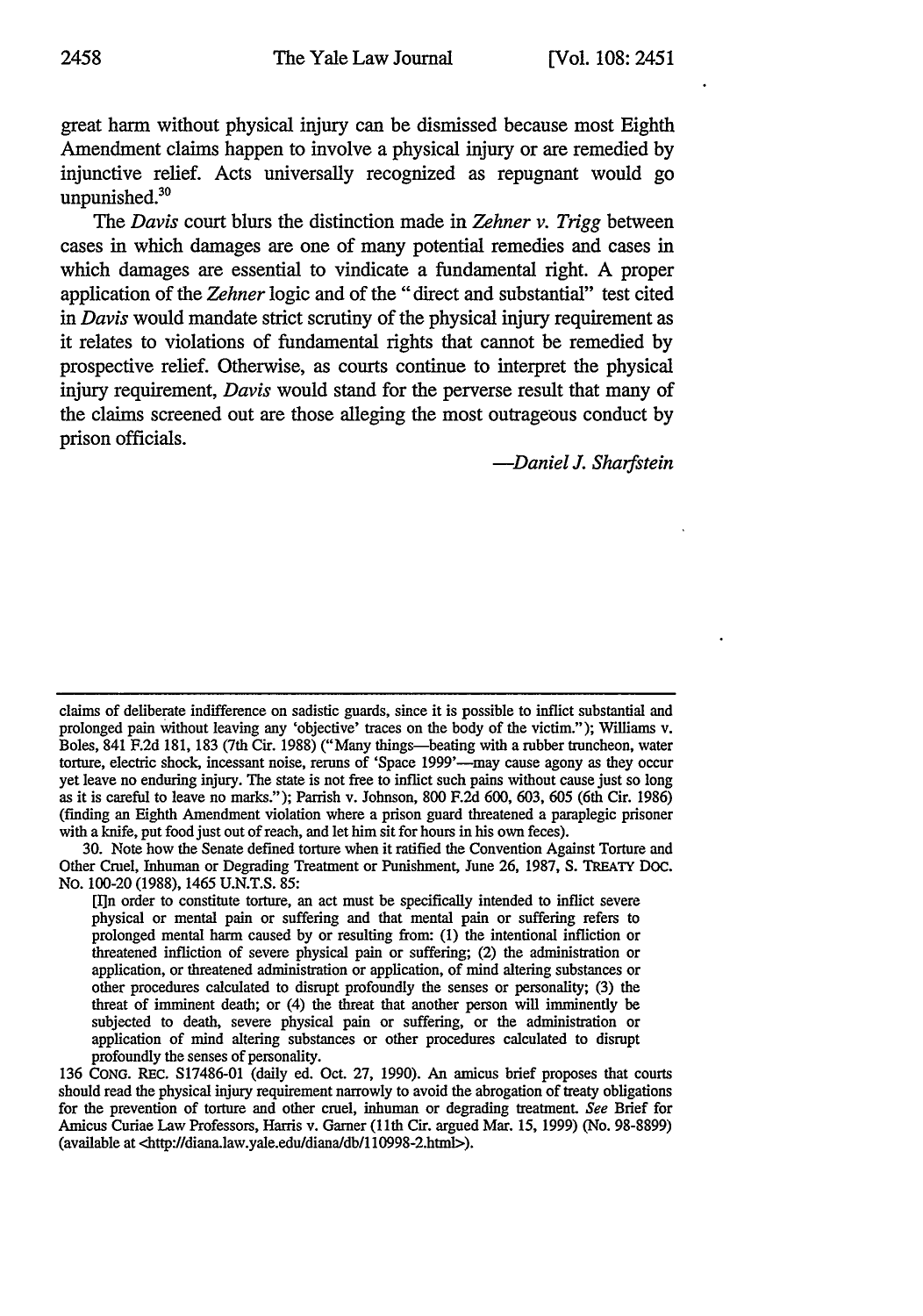great harm without physical injury can be dismissed because most Eighth Amendment claims happen to involve a physical injury or are remedied by injunctive relief. Acts universally recognized as repugnant would go unpunished.[30]

The *Davis* court blurs the distinction made in *Zehner v. Trigg* between cases in which damages are one of many potential remedies and cases in which damages are essential to vindicate a fundamental right. A proper application of the *Zehner* logic and of the "direct and substantial" test cited in *Davis* would mandate strict scrutiny of the physical injury requirement as it relates to violations of fundamental rights that cannot be remedied by prospective relief. Otherwise, as courts continue to interpret the physical injury requirement, *Davis* would stand for the perverse result that many of the claims screened out are those alleging the most outrageous conduct by prison officials.

—*Daniel J. Sharfstein*

---

claims of deliberate indifference on sadistic guards, since it is possible to inflict substantial and prolonged pain without leaving any 'objective' traces on the body of the victim."); Williams v. Boles, 841 F.2d 181, 183 (7th Cir. 1988) ("Many things—beating with a rubber truncheon, water torture, electric shock, incessant noise, reruns of 'Space 1999'—may cause agony as they occur yet leave no enduring injury. The state is not free to inflict such pains without cause just so long as it is careful to leave no marks."); Parrish v. Johnson, 800 F.2d 600, 603, 605 (6th Cir. 1986) (finding an Eighth Amendment violation where a prison guard threatened a paraplegic prisoner with a knife, put food just out of reach, and let him sit for hours in his own feces).

30. Note how the Senate defined torture when it ratified the Convention Against Torture and Other Cruel, Inhuman or Degrading Treatment or Punishment, June 26, 1987, S. TREATY DOC. NO. 100-20 (1988), 1465 U.N.T.S. 85:

> [I]n order to constitute torture, an act must be specifically intended to inflict severe physical or mental pain or suffering and that mental pain or suffering refers to prolonged mental harm caused by or resulting from: (1) the intentional infliction or threatened infliction of severe physical pain or suffering; (2) the administration or application, or threatened administration or application, of mind altering substances or other procedures calculated to disrupt profoundly the senses or personality; (3) the threat of imminent death; or (4) the threat that another person will imminently be subjected to death, severe physical pain or suffering, or the administration or application of mind altering substances or other procedures calculated to disrupt profoundly the senses of personality.

136 CONG. REC. S17486-01 (daily ed. Oct. 27, 1990). An amicus brief proposes that courts should read the physical injury requirement narrowly to avoid the abrogation of treaty obligations for the prevention of torture and other cruel, inhuman or degrading treatment. *See* Brief for Amicus Curiae Law Professors, Harris v. Garner (11th Cir. argued Mar. 15, 1999) (No. 98-8899) (available at <http://diana.law.yale.edu/diana/db/110998-2.html>).